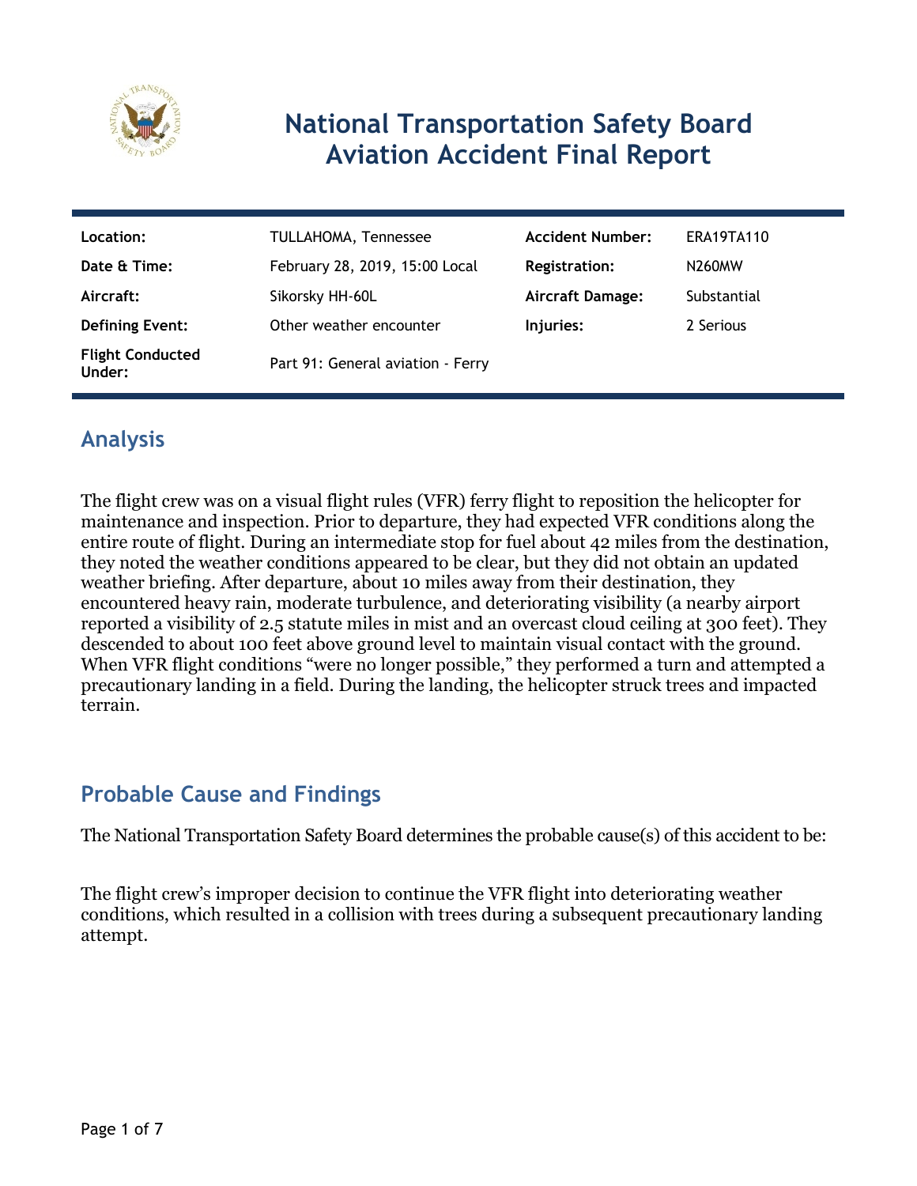# National Transportation Safety Board
# Aviation Accident Final Report

| Location: | TULLAHOMA, Tennessee | Accident Number: | ERA19TA110 |
| --- | --- | --- | --- |
| Date & Time: | February 28, 2019, 15:00 Local | Registration: | N260MW |
| Aircraft: | Sikorsky HH-60L | Aircraft Damage: | Substantial |
| Defining Event: | Other weather encounter | Injuries: | 2 Serious |
| Flight Conducted Under: | Part 91: General aviation - Ferry | | |

## Analysis

The flight crew was on a visual flight rules (VFR) ferry flight to reposition the helicopter for maintenance and inspection. Prior to departure, they had expected VFR conditions along the entire route of flight. During an intermediate stop for fuel about 42 miles from the destination, they noted the weather conditions appeared to be clear, but they did not obtain an updated weather briefing. After departure, about 10 miles away from their destination, they encountered heavy rain, moderate turbulence, and deteriorating visibility (a nearby airport reported a visibility of 2.5 statute miles in mist and an overcast cloud ceiling at 300 feet). They descended to about 100 feet above ground level to maintain visual contact with the ground. When VFR flight conditions "were no longer possible," they performed a turn and attempted a precautionary landing in a field. During the landing, the helicopter struck trees and impacted terrain.

## Probable Cause and Findings

The National Transportation Safety Board determines the probable cause(s) of this accident to be:

The flight crew's improper decision to continue the VFR flight into deteriorating weather conditions, which resulted in a collision with trees during a subsequent precautionary landing attempt.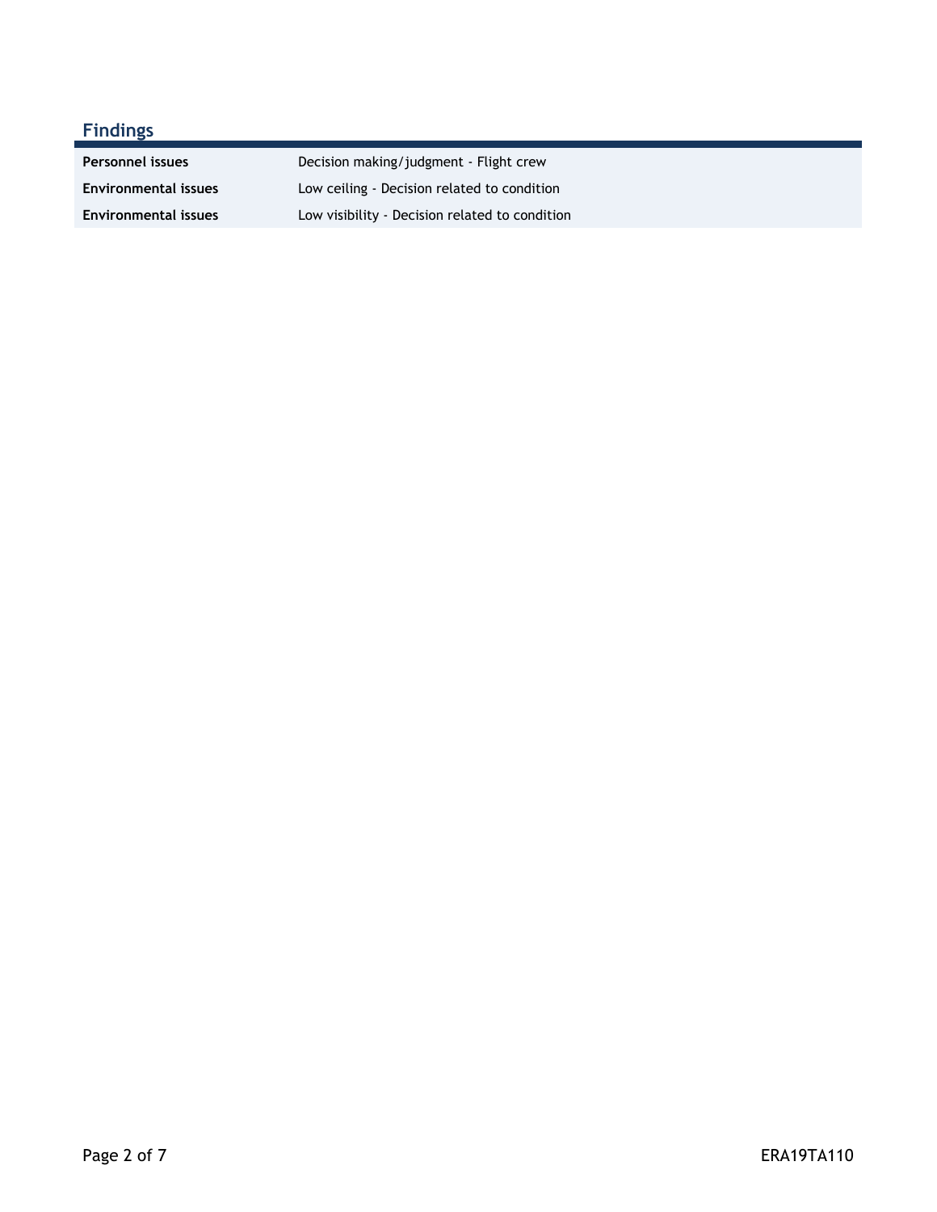## Findings

| | |
|---|---|
| **Personnel issues** | Decision making/judgment - Flight crew |
| **Environmental issues** | Low ceiling - Decision related to condition |
| **Environmental issues** | Low visibility - Decision related to condition |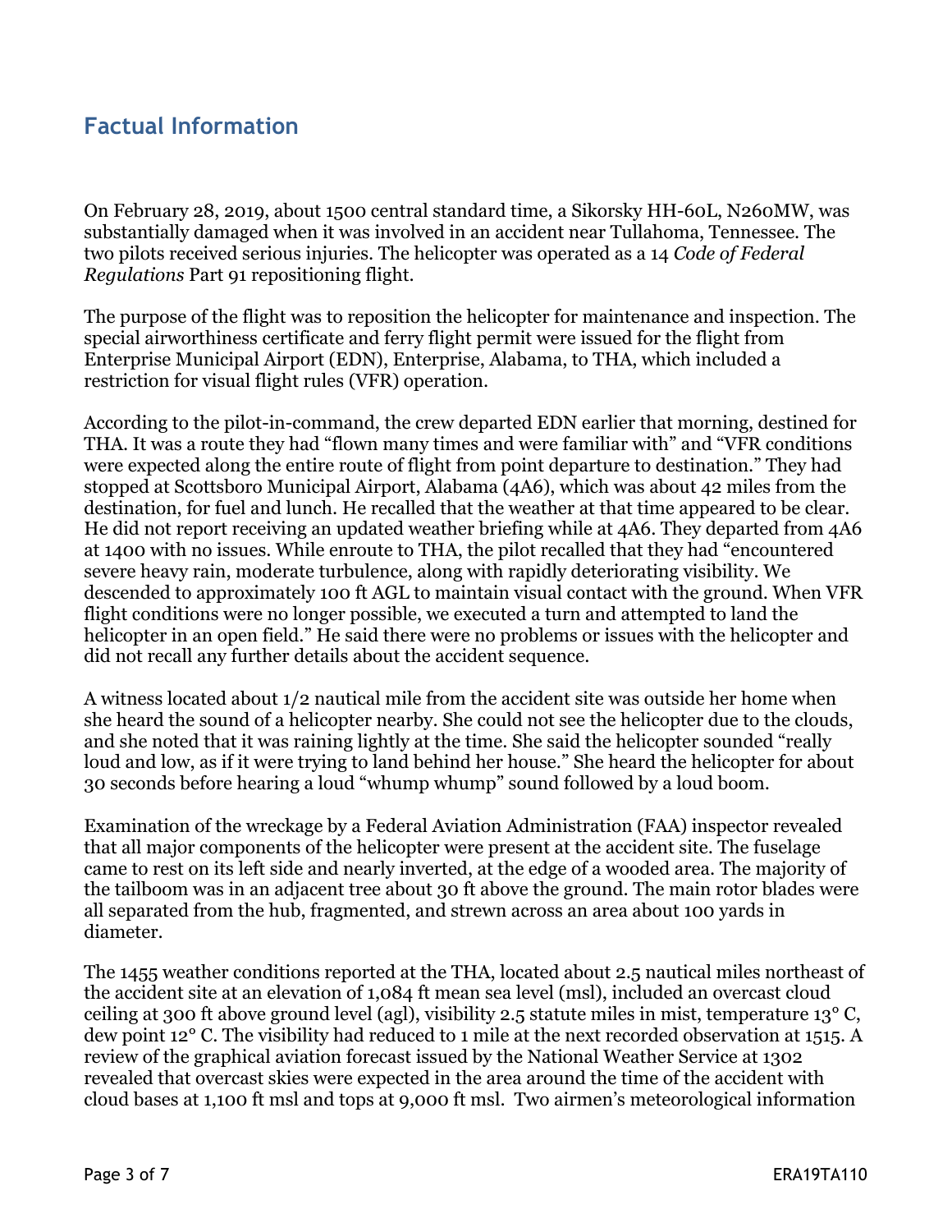## Factual Information

On February 28, 2019, about 1500 central standard time, a Sikorsky HH-60L, N260MW, was substantially damaged when it was involved in an accident near Tullahoma, Tennessee. The two pilots received serious injuries. The helicopter was operated as a 14 *Code of Federal Regulations* Part 91 repositioning flight.

The purpose of the flight was to reposition the helicopter for maintenance and inspection. The special airworthiness certificate and ferry flight permit were issued for the flight from Enterprise Municipal Airport (EDN), Enterprise, Alabama, to THA, which included a restriction for visual flight rules (VFR) operation.

According to the pilot-in-command, the crew departed EDN earlier that morning, destined for THA. It was a route they had "flown many times and were familiar with" and "VFR conditions were expected along the entire route of flight from point departure to destination." They had stopped at Scottsboro Municipal Airport, Alabama (4A6), which was about 42 miles from the destination, for fuel and lunch. He recalled that the weather at that time appeared to be clear. He did not report receiving an updated weather briefing while at 4A6. They departed from 4A6 at 1400 with no issues. While enroute to THA, the pilot recalled that they had "encountered severe heavy rain, moderate turbulence, along with rapidly deteriorating visibility. We descended to approximately 100 ft AGL to maintain visual contact with the ground. When VFR flight conditions were no longer possible, we executed a turn and attempted to land the helicopter in an open field." He said there were no problems or issues with the helicopter and did not recall any further details about the accident sequence.

A witness located about 1/2 nautical mile from the accident site was outside her home when she heard the sound of a helicopter nearby. She could not see the helicopter due to the clouds, and she noted that it was raining lightly at the time. She said the helicopter sounded "really loud and low, as if it were trying to land behind her house." She heard the helicopter for about 30 seconds before hearing a loud "whump whump" sound followed by a loud boom.

Examination of the wreckage by a Federal Aviation Administration (FAA) inspector revealed that all major components of the helicopter were present at the accident site. The fuselage came to rest on its left side and nearly inverted, at the edge of a wooded area. The majority of the tailboom was in an adjacent tree about 30 ft above the ground. The main rotor blades were all separated from the hub, fragmented, and strewn across an area about 100 yards in diameter.

The 1455 weather conditions reported at the THA, located about 2.5 nautical miles northeast of the accident site at an elevation of 1,084 ft mean sea level (msl), included an overcast cloud ceiling at 300 ft above ground level (agl), visibility 2.5 statute miles in mist, temperature 13° C, dew point 12° C. The visibility had reduced to 1 mile at the next recorded observation at 1515. A review of the graphical aviation forecast issued by the National Weather Service at 1302 revealed that overcast skies were expected in the area around the time of the accident with cloud bases at 1,100 ft msl and tops at 9,000 ft msl. Two airmen's meteorological information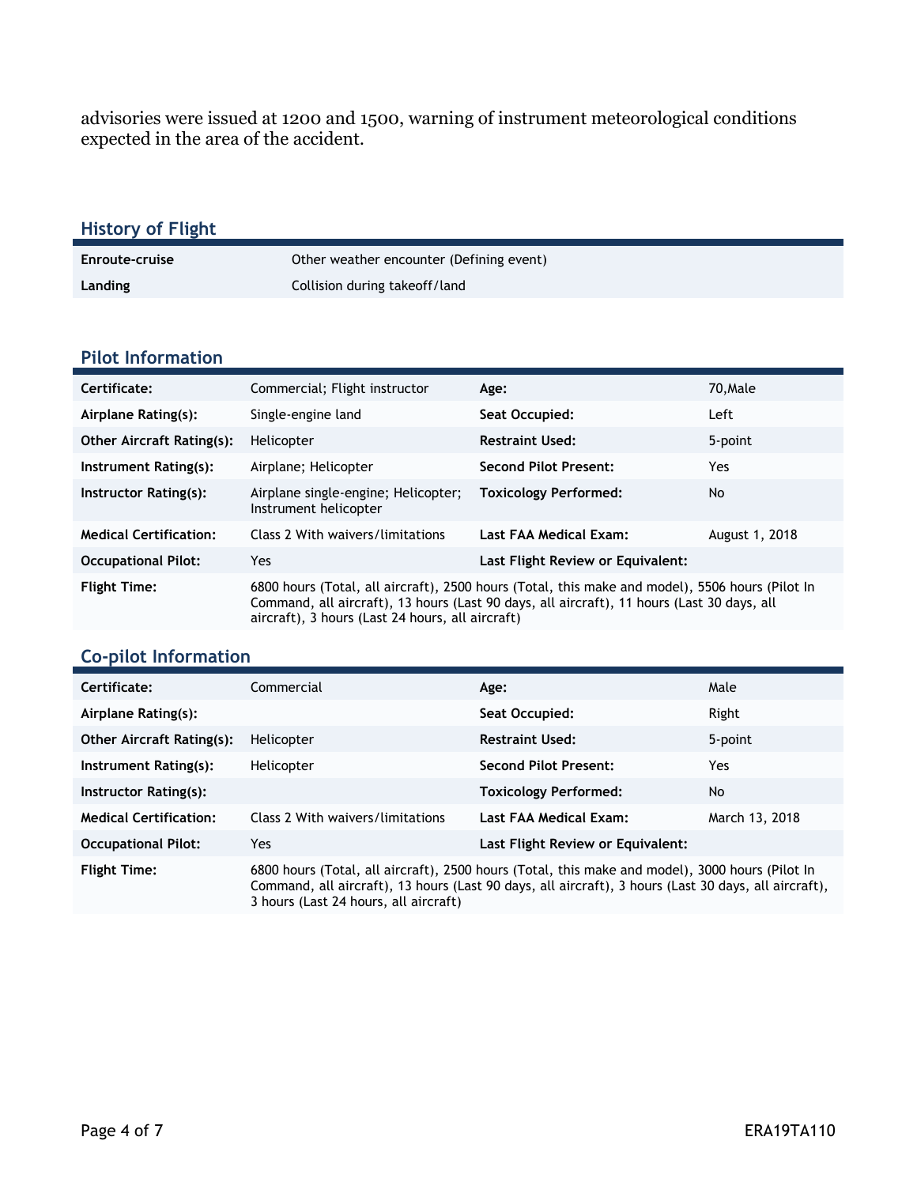advisories were issued at 1200 and 1500, warning of instrument meteorological conditions expected in the area of the accident.

## History of Flight

| | |
|---|---|
| **Enroute-cruise** | Other weather encounter (Defining event) |
| **Landing** | Collision during takeoff/land |

## Pilot Information

| | | | |
|---|---|---|---|
| **Certificate:** | Commercial; Flight instructor | **Age:** | 70,Male |
| **Airplane Rating(s):** | Single-engine land | **Seat Occupied:** | Left |
| **Other Aircraft Rating(s):** | Helicopter | **Restraint Used:** | 5-point |
| **Instrument Rating(s):** | Airplane; Helicopter | **Second Pilot Present:** | Yes |
| **Instructor Rating(s):** | Airplane single-engine; Helicopter; Instrument helicopter | **Toxicology Performed:** | No |
| **Medical Certification:** | Class 2 With waivers/limitations | **Last FAA Medical Exam:** | August 1, 2018 |
| **Occupational Pilot:** | Yes | **Last Flight Review or Equivalent:** | |
| **Flight Time:** | 6800 hours (Total, all aircraft), 2500 hours (Total, this make and model), 5506 hours (Pilot In Command, all aircraft), 13 hours (Last 90 days, all aircraft), 11 hours (Last 30 days, all aircraft), 3 hours (Last 24 hours, all aircraft) | | |

## Co-pilot Information

| | | | |
|---|---|---|---|
| **Certificate:** | Commercial | **Age:** | Male |
| **Airplane Rating(s):** | | **Seat Occupied:** | Right |
| **Other Aircraft Rating(s):** | Helicopter | **Restraint Used:** | 5-point |
| **Instrument Rating(s):** | Helicopter | **Second Pilot Present:** | Yes |
| **Instructor Rating(s):** | | **Toxicology Performed:** | No |
| **Medical Certification:** | Class 2 With waivers/limitations | **Last FAA Medical Exam:** | March 13, 2018 |
| **Occupational Pilot:** | Yes | **Last Flight Review or Equivalent:** | |
| **Flight Time:** | 6800 hours (Total, all aircraft), 2500 hours (Total, this make and model), 3000 hours (Pilot In Command, all aircraft), 13 hours (Last 90 days, all aircraft), 3 hours (Last 30 days, all aircraft), 3 hours (Last 24 hours, all aircraft) | | |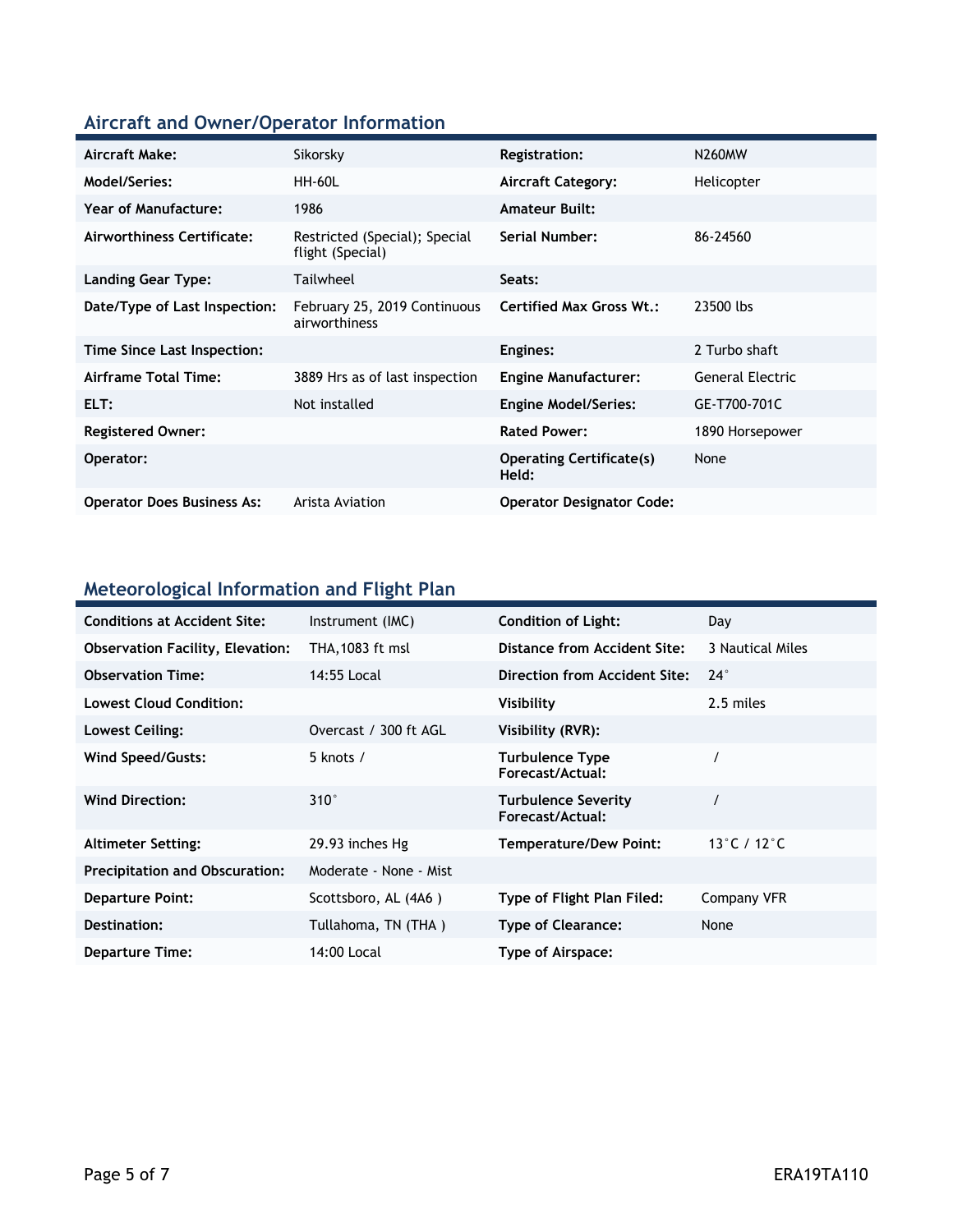## Aircraft and Owner/Operator Information

| | | | |
|---|---|---|---|
| **Aircraft Make:** | Sikorsky | **Registration:** | N260MW |
| **Model/Series:** | HH-60L | **Aircraft Category:** | Helicopter |
| **Year of Manufacture:** | 1986 | **Amateur Built:** | |
| **Airworthiness Certificate:** | Restricted (Special); Special flight (Special) | **Serial Number:** | 86-24560 |
| **Landing Gear Type:** | Tailwheel | **Seats:** | |
| **Date/Type of Last Inspection:** | February 25, 2019 Continuous airworthiness | **Certified Max Gross Wt.:** | 23500 lbs |
| **Time Since Last Inspection:** | | **Engines:** | 2 Turbo shaft |
| **Airframe Total Time:** | 3889 Hrs as of last inspection | **Engine Manufacturer:** | General Electric |
| **ELT:** | Not installed | **Engine Model/Series:** | GE-T700-701C |
| **Registered Owner:** | | **Rated Power:** | 1890 Horsepower |
| **Operator:** | | **Operating Certificate(s) Held:** | None |
| **Operator Does Business As:** | Arista Aviation | **Operator Designator Code:** | |

## Meteorological Information and Flight Plan

| | | | |
|---|---|---|---|
| **Conditions at Accident Site:** | Instrument (IMC) | **Condition of Light:** | Day |
| **Observation Facility, Elevation:** | THA,1083 ft msl | **Distance from Accident Site:** | 3 Nautical Miles |
| **Observation Time:** | 14:55 Local | **Direction from Accident Site:** | 24° |
| **Lowest Cloud Condition:** | | **Visibility** | 2.5 miles |
| **Lowest Ceiling:** | Overcast / 300 ft AGL | **Visibility (RVR):** | |
| **Wind Speed/Gusts:** | 5 knots / | **Turbulence Type Forecast/Actual:** | / |
| **Wind Direction:** | 310° | **Turbulence Severity Forecast/Actual:** | / |
| **Altimeter Setting:** | 29.93 inches Hg | **Temperature/Dew Point:** | 13°C / 12°C |
| **Precipitation and Obscuration:** | Moderate - None - Mist | | |
| **Departure Point:** | Scottsboro, AL (4A6 ) | **Type of Flight Plan Filed:** | Company VFR |
| **Destination:** | Tullahoma, TN (THA ) | **Type of Clearance:** | None |
| **Departure Time:** | 14:00 Local | **Type of Airspace:** | |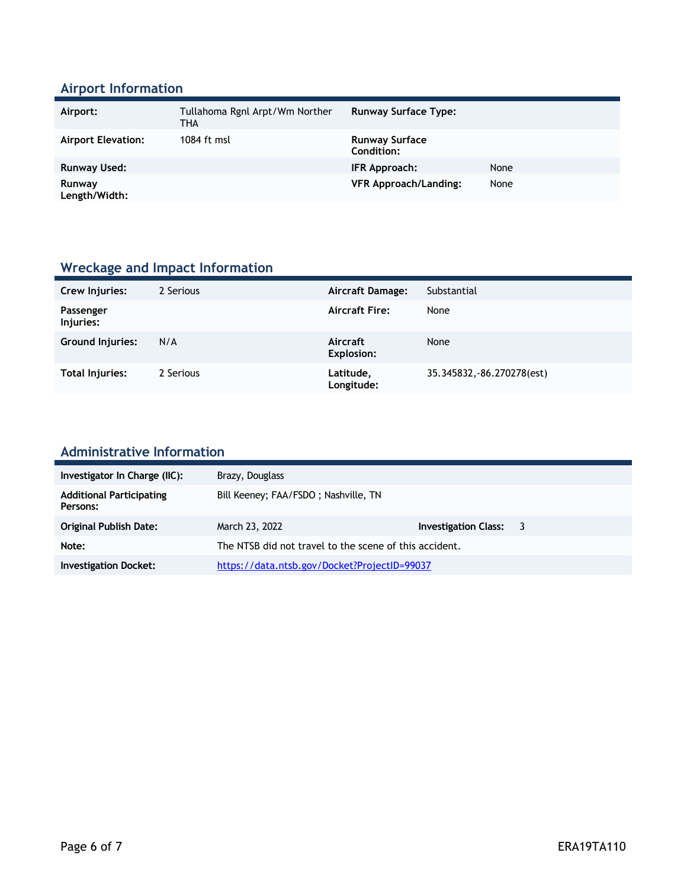## Airport Information

| Airport: | Tullahoma Rgnl Arpt/Wm Norther THA | Runway Surface Type: | |
|---|---|---|---|
| Airport Elevation: | 1084 ft msl | Runway Surface Condition: | |
| Runway Used: | | IFR Approach: | None |
| Runway Length/Width: | | VFR Approach/Landing: | None |

## Wreckage and Impact Information

| Crew Injuries: | 2 Serious | Aircraft Damage: | Substantial |
|---|---|---|---|
| Passenger Injuries: | | Aircraft Fire: | None |
| Ground Injuries: | N/A | Aircraft Explosion: | None |
| Total Injuries: | 2 Serious | Latitude, Longitude: | 35.345832,-86.270278(est) |

## Administrative Information

| Investigator In Charge (IIC): | Brazy, Douglass | | |
|---|---|---|---|
| Additional Participating Persons: | Bill Keeney; FAA/FSDO ; Nashville, TN | | |
| Original Publish Date: | March 23, 2022 | Investigation Class: | 3 |
| Note: | The NTSB did not travel to the scene of this accident. | | |
| Investigation Docket: | https://data.ntsb.gov/Docket?ProjectID=99037 | | |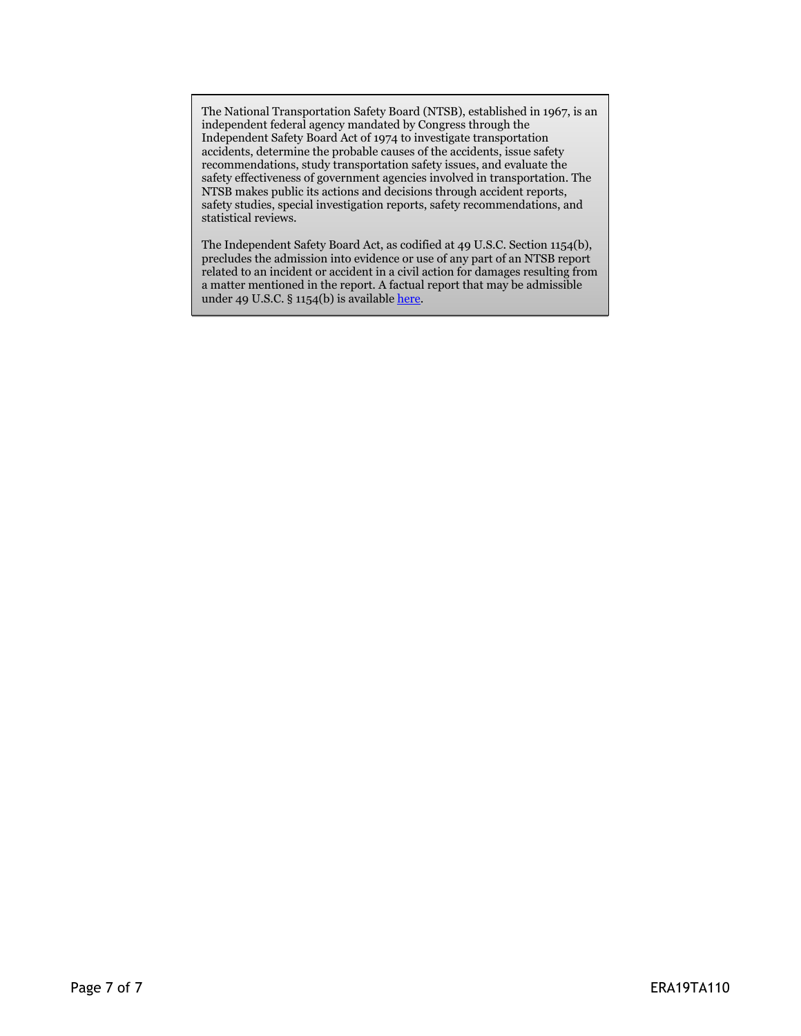The National Transportation Safety Board (NTSB), established in 1967, is an independent federal agency mandated by Congress through the Independent Safety Board Act of 1974 to investigate transportation accidents, determine the probable causes of the accidents, issue safety recommendations, study transportation safety issues, and evaluate the safety effectiveness of government agencies involved in transportation. The NTSB makes public its actions and decisions through accident reports, safety studies, special investigation reports, safety recommendations, and statistical reviews.

The Independent Safety Board Act, as codified at 49 U.S.C. Section 1154(b), precludes the admission into evidence or use of any part of an NTSB report related to an incident or accident in a civil action for damages resulting from a matter mentioned in the report. A factual report that may be admissible under 49 U.S.C. § 1154(b) is available here.